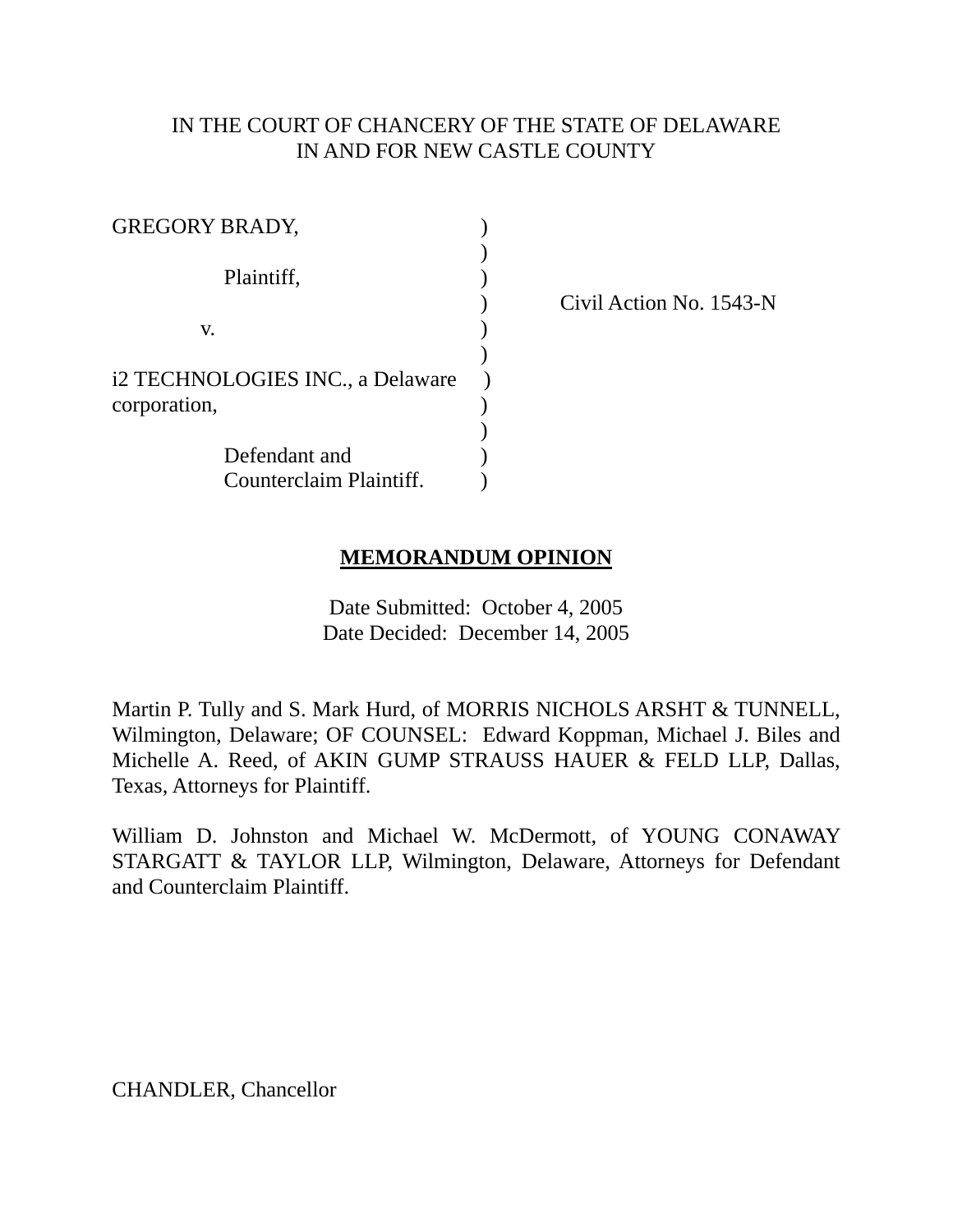IN THE COURT OF CHANCERY OF THE STATE OF DELAWARE
IN AND FOR NEW CASTLE COUNTY

GREGORY BRADY,

Plaintiff,

v.

i2 TECHNOLOGIES INC., a Delaware corporation,

Defendant and
Counterclaim Plaintiff.

Civil Action No. 1543-N

**MEMORANDUM OPINION**

Date Submitted: October 4, 2005
Date Decided: December 14, 2005

Martin P. Tully and S. Mark Hurd, of MORRIS NICHOLS ARSHT & TUNNELL, Wilmington, Delaware; OF COUNSEL: Edward Koppman, Michael J. Biles and Michelle A. Reed, of AKIN GUMP STRAUSS HAUER & FELD LLP, Dallas, Texas, Attorneys for Plaintiff.

William D. Johnston and Michael W. McDermott, of YOUNG CONAWAY STARGATT & TAYLOR LLP, Wilmington, Delaware, Attorneys for Defendant and Counterclaim Plaintiff.

CHANDLER, Chancellor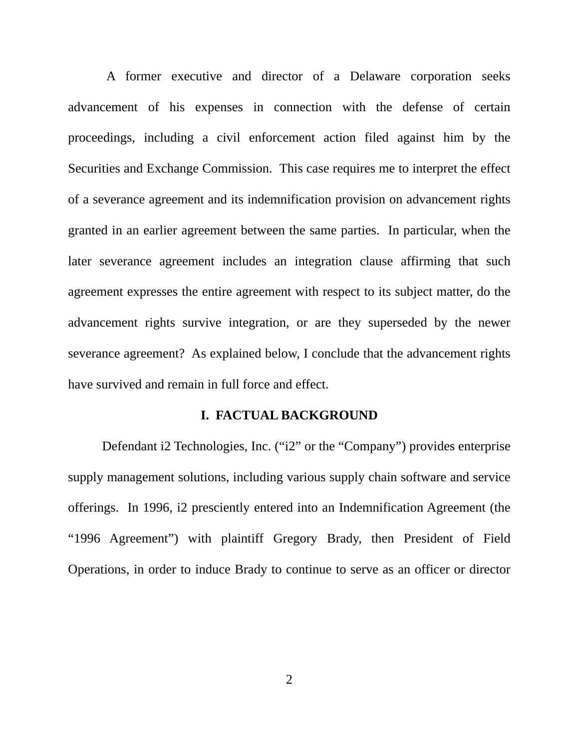A former executive and director of a Delaware corporation seeks advancement of his expenses in connection with the defense of certain proceedings, including a civil enforcement action filed against him by the Securities and Exchange Commission. This case requires me to interpret the effect of a severance agreement and its indemnification provision on advancement rights granted in an earlier agreement between the same parties. In particular, when the later severance agreement includes an integration clause affirming that such agreement expresses the entire agreement with respect to its subject matter, do the advancement rights survive integration, or are they superseded by the newer severance agreement? As explained below, I conclude that the advancement rights have survived and remain in full force and effect.

## I. FACTUAL BACKGROUND

Defendant i2 Technologies, Inc. ("i2" or the "Company") provides enterprise supply management solutions, including various supply chain software and service offerings. In 1996, i2 presciently entered into an Indemnification Agreement (the "1996 Agreement") with plaintiff Gregory Brady, then President of Field Operations, in order to induce Brady to continue to serve as an officer or director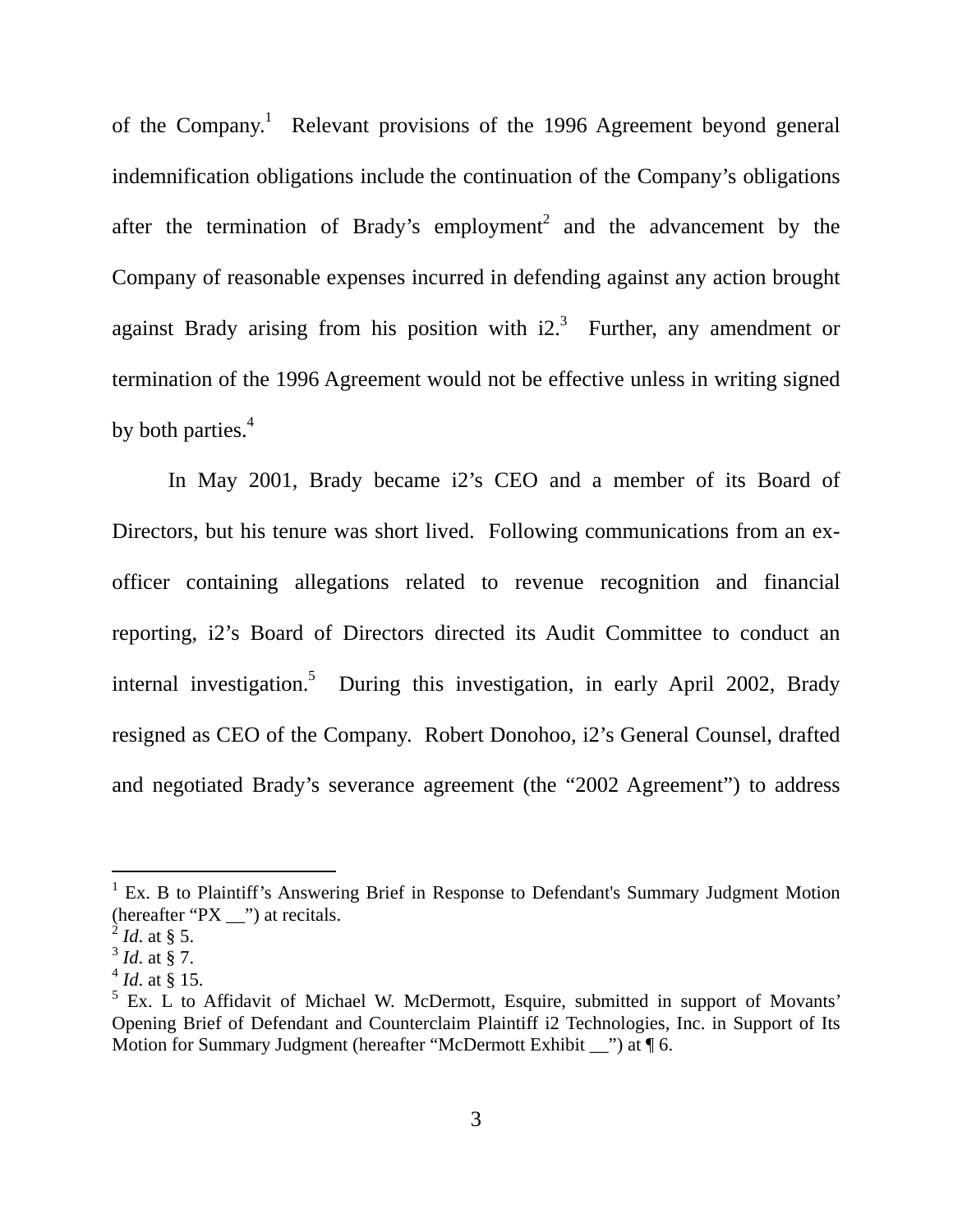of the Company.[1] Relevant provisions of the 1996 Agreement beyond general indemnification obligations include the continuation of the Company's obligations after the termination of Brady's employment[2] and the advancement by the Company of reasonable expenses incurred in defending against any action brought against Brady arising from his position with i2.[3] Further, any amendment or termination of the 1996 Agreement would not be effective unless in writing signed by both parties.[4]

In May 2001, Brady became i2's CEO and a member of its Board of Directors, but his tenure was short lived. Following communications from an ex-officer containing allegations related to revenue recognition and financial reporting, i2's Board of Directors directed its Audit Committee to conduct an internal investigation.[5] During this investigation, in early April 2002, Brady resigned as CEO of the Company. Robert Donohoo, i2's General Counsel, drafted and negotiated Brady's severance agreement (the "2002 Agreement") to address

---

[1] Ex. B to Plaintiff's Answering Brief in Response to Defendant's Summary Judgment Motion (hereafter "PX __") at recitals.

[2] *Id.* at § 5.

[3] *Id.* at § 7.

[4] *Id.* at § 15.

[5] Ex. L to Affidavit of Michael W. McDermott, Esquire, submitted in support of Movants' Opening Brief of Defendant and Counterclaim Plaintiff i2 Technologies, Inc. in Support of Its Motion for Summary Judgment (hereafter "McDermott Exhibit __") at ¶ 6.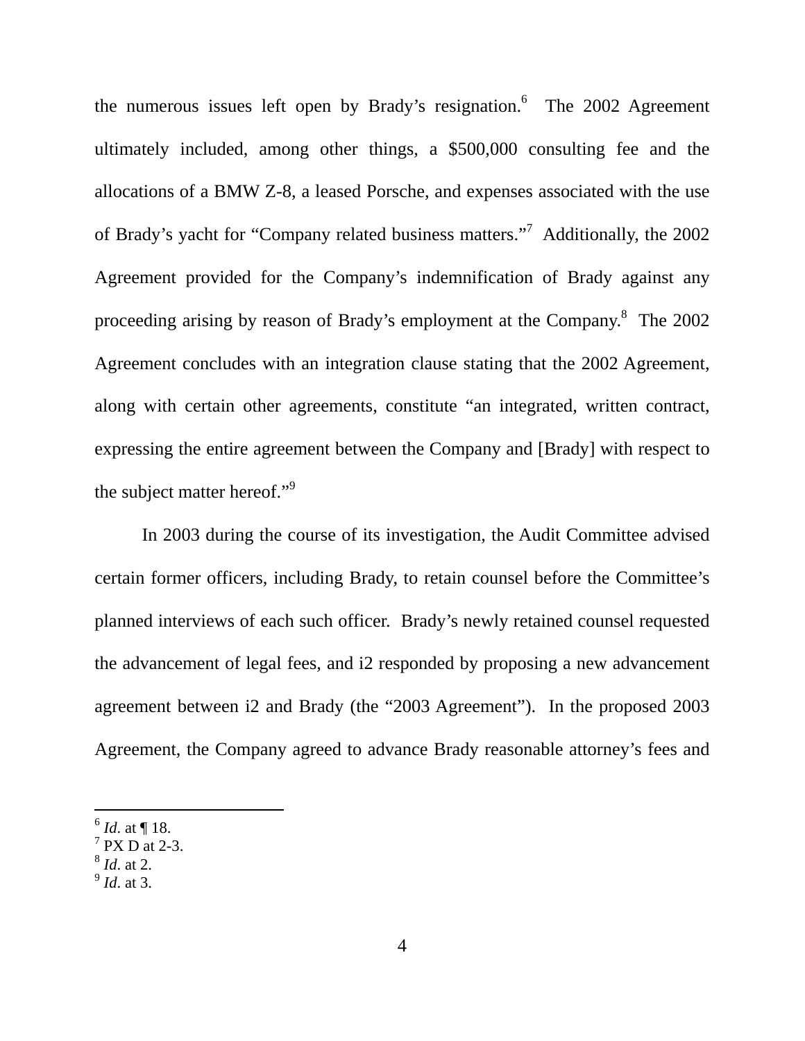the numerous issues left open by Brady's resignation.[6] The 2002 Agreement ultimately included, among other things, a $500,000 consulting fee and the allocations of a BMW Z-8, a leased Porsche, and expenses associated with the use of Brady's yacht for "Company related business matters."[7] Additionally, the 2002 Agreement provided for the Company's indemnification of Brady against any proceeding arising by reason of Brady's employment at the Company.[8] The 2002 Agreement concludes with an integration clause stating that the 2002 Agreement, along with certain other agreements, constitute "an integrated, written contract, expressing the entire agreement between the Company and [Brady] with respect to the subject matter hereof."[9]

In 2003 during the course of its investigation, the Audit Committee advised certain former officers, including Brady, to retain counsel before the Committee's planned interviews of each such officer. Brady's newly retained counsel requested the advancement of legal fees, and i2 responded by proposing a new advancement agreement between i2 and Brady (the "2003 Agreement"). In the proposed 2003 Agreement, the Company agreed to advance Brady reasonable attorney's fees and

---

[6] *Id.* at ¶ 18.
[7] PX D at 2-3.
[8] *Id.* at 2.
[9] *Id.* at 3.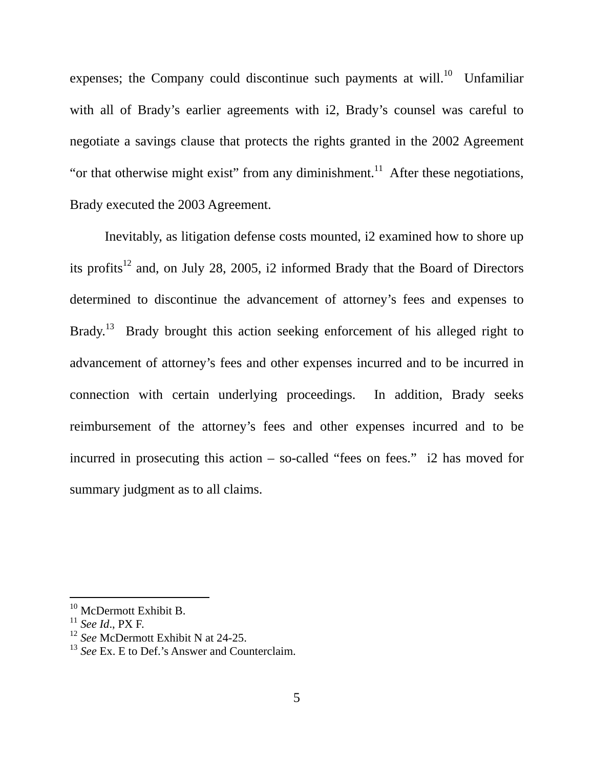expenses; the Company could discontinue such payments at will.[10] Unfamiliar with all of Brady's earlier agreements with i2, Brady's counsel was careful to negotiate a savings clause that protects the rights granted in the 2002 Agreement "or that otherwise might exist" from any diminishment.[11] After these negotiations, Brady executed the 2003 Agreement.

Inevitably, as litigation defense costs mounted, i2 examined how to shore up its profits[12] and, on July 28, 2005, i2 informed Brady that the Board of Directors determined to discontinue the advancement of attorney's fees and expenses to Brady.[13] Brady brought this action seeking enforcement of his alleged right to advancement of attorney's fees and other expenses incurred and to be incurred in connection with certain underlying proceedings. In addition, Brady seeks reimbursement of the attorney's fees and other expenses incurred and to be incurred in prosecuting this action – so-called "fees on fees." i2 has moved for summary judgment as to all claims.

---

[10] McDermott Exhibit B.

[11] *See Id*., PX F.

[12] *See* McDermott Exhibit N at 24-25.

[13] *See* Ex. E to Def.'s Answer and Counterclaim.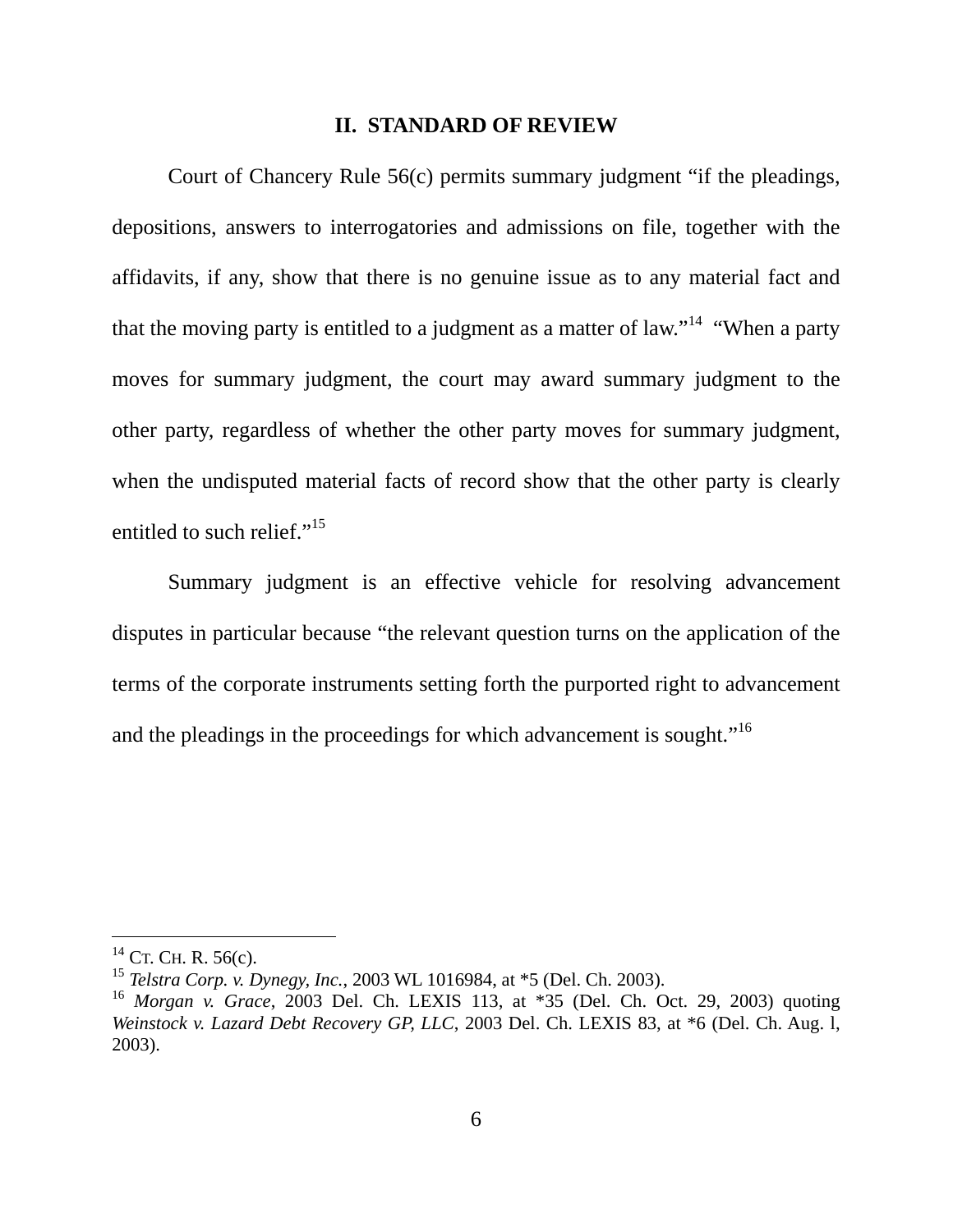## II. STANDARD OF REVIEW

Court of Chancery Rule 56(c) permits summary judgment "if the pleadings, depositions, answers to interrogatories and admissions on file, together with the affidavits, if any, show that there is no genuine issue as to any material fact and that the moving party is entitled to a judgment as a matter of law."[14] "When a party moves for summary judgment, the court may award summary judgment to the other party, regardless of whether the other party moves for summary judgment, when the undisputed material facts of record show that the other party is clearly entitled to such relief."[15]

Summary judgment is an effective vehicle for resolving advancement disputes in particular because "the relevant question turns on the application of the terms of the corporate instruments setting forth the purported right to advancement and the pleadings in the proceedings for which advancement is sought."[16]

---

[14] CT. CH. R. 56(c).

[15] *Telstra Corp. v. Dynegy, Inc.*, 2003 WL 1016984, at *5 (Del. Ch. 2003).

[16] *Morgan v. Grace*, 2003 Del. Ch. LEXIS 113, at *35 (Del. Ch. Oct. 29, 2003) quoting *Weinstock v. Lazard Debt Recovery GP, LLC*, 2003 Del. Ch. LEXIS 83, at *6 (Del. Ch. Aug. l, 2003).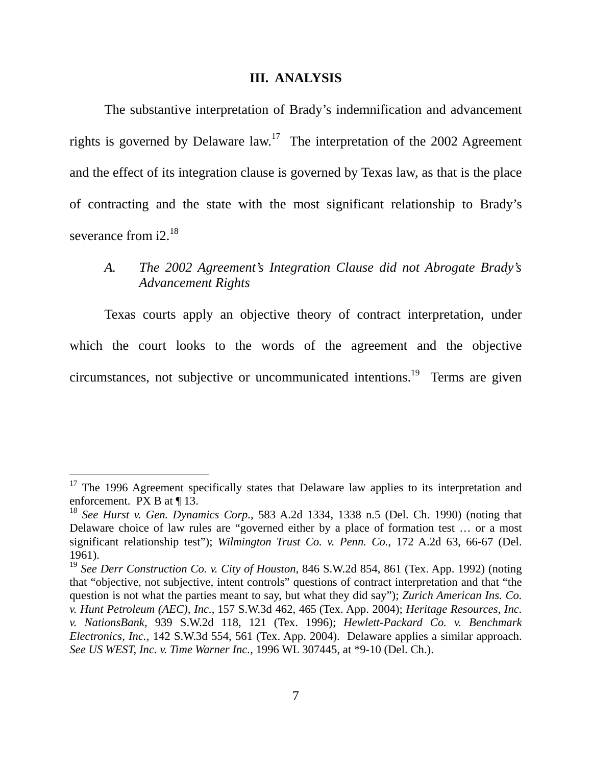## III. ANALYSIS

The substantive interpretation of Brady's indemnification and advancement rights is governed by Delaware law.[17] The interpretation of the 2002 Agreement and the effect of its integration clause is governed by Texas law, as that is the place of contracting and the state with the most significant relationship to Brady's severance from i2.[18]

### *A. The 2002 Agreement's Integration Clause did not Abrogate Brady's Advancement Rights*

Texas courts apply an objective theory of contract interpretation, under which the court looks to the words of the agreement and the objective circumstances, not subjective or uncommunicated intentions.[19] Terms are given

---

[17] The 1996 Agreement specifically states that Delaware law applies to its interpretation and enforcement. PX B at ¶ 13.

[18] *See Hurst v. Gen. Dynamics Corp.*, 583 A.2d 1334, 1338 n.5 (Del. Ch. 1990) (noting that Delaware choice of law rules are "governed either by a place of formation test … or a most significant relationship test"); *Wilmington Trust Co. v. Penn. Co.*, 172 A.2d 63, 66-67 (Del. 1961).

[19] *See Derr Construction Co. v. City of Houston*, 846 S.W.2d 854, 861 (Tex. App. 1992) (noting that "objective, not subjective, intent controls" questions of contract interpretation and that "the question is not what the parties meant to say, but what they did say"); *Zurich American Ins. Co. v. Hunt Petroleum (AEC), Inc.*, 157 S.W.3d 462, 465 (Tex. App. 2004); *Heritage Resources, Inc. v. NationsBank*, 939 S.W.2d 118, 121 (Tex. 1996); *Hewlett-Packard Co. v. Benchmark Electronics, Inc.*, 142 S.W.3d 554, 561 (Tex. App. 2004). Delaware applies a similar approach. *See US WEST, Inc. v. Time Warner Inc.*, 1996 WL 307445, at *9-10 (Del. Ch.).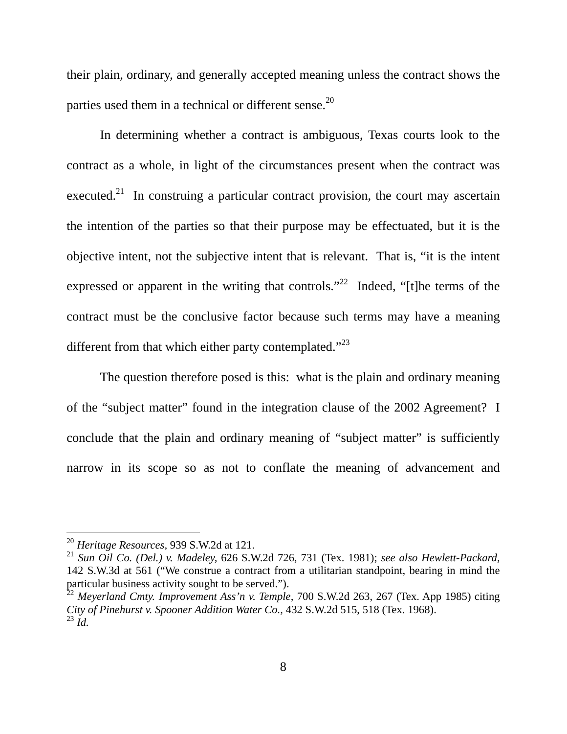their plain, ordinary, and generally accepted meaning unless the contract shows the parties used them in a technical or different sense.[20]

In determining whether a contract is ambiguous, Texas courts look to the contract as a whole, in light of the circumstances present when the contract was executed.[21] In construing a particular contract provision, the court may ascertain the intention of the parties so that their purpose may be effectuated, but it is the objective intent, not the subjective intent that is relevant. That is, "it is the intent expressed or apparent in the writing that controls."[22] Indeed, "[t]he terms of the contract must be the conclusive factor because such terms may have a meaning different from that which either party contemplated."[23]

The question therefore posed is this: what is the plain and ordinary meaning of the "subject matter" found in the integration clause of the 2002 Agreement? I conclude that the plain and ordinary meaning of "subject matter" is sufficiently narrow in its scope so as not to conflate the meaning of advancement and

---

[20] *Heritage Resources,* 939 S.W.2d at 121.

[21] *Sun Oil Co. (Del.) v. Madeley,* 626 S.W.2d 726, 731 (Tex. 1981); *see also Hewlett-Packard*, 142 S.W.3d at 561 ("We construe a contract from a utilitarian standpoint, bearing in mind the particular business activity sought to be served.").

[22] *Meyerland Cmty. Improvement Ass'n v. Temple,* 700 S.W.2d 263, 267 (Tex. App 1985) citing *City of Pinehurst v. Spooner Addition Water Co.,* 432 S.W.2d 515, 518 (Tex. 1968).

[23] *Id.*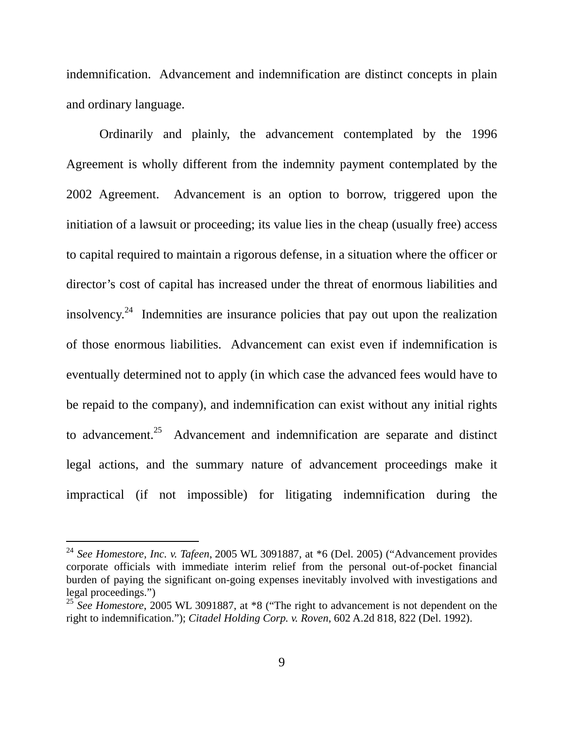indemnification. Advancement and indemnification are distinct concepts in plain and ordinary language.

Ordinarily and plainly, the advancement contemplated by the 1996 Agreement is wholly different from the indemnity payment contemplated by the 2002 Agreement. Advancement is an option to borrow, triggered upon the initiation of a lawsuit or proceeding; its value lies in the cheap (usually free) access to capital required to maintain a rigorous defense, in a situation where the officer or director's cost of capital has increased under the threat of enormous liabilities and insolvency.[24] Indemnities are insurance policies that pay out upon the realization of those enormous liabilities. Advancement can exist even if indemnification is eventually determined not to apply (in which case the advanced fees would have to be repaid to the company), and indemnification can exist without any initial rights to advancement.[25] Advancement and indemnification are separate and distinct legal actions, and the summary nature of advancement proceedings make it impractical (if not impossible) for litigating indemnification during the

---

[24] *See Homestore, Inc. v. Tafeen*, 2005 WL 3091887, at *6 (Del. 2005) ("Advancement provides corporate officials with immediate interim relief from the personal out-of-pocket financial burden of paying the significant on-going expenses inevitably involved with investigations and legal proceedings.")

[25] *See Homestore*, 2005 WL 3091887, at *8 ("The right to advancement is not dependent on the right to indemnification."); *Citadel Holding Corp. v. Roven*, 602 A.2d 818, 822 (Del. 1992).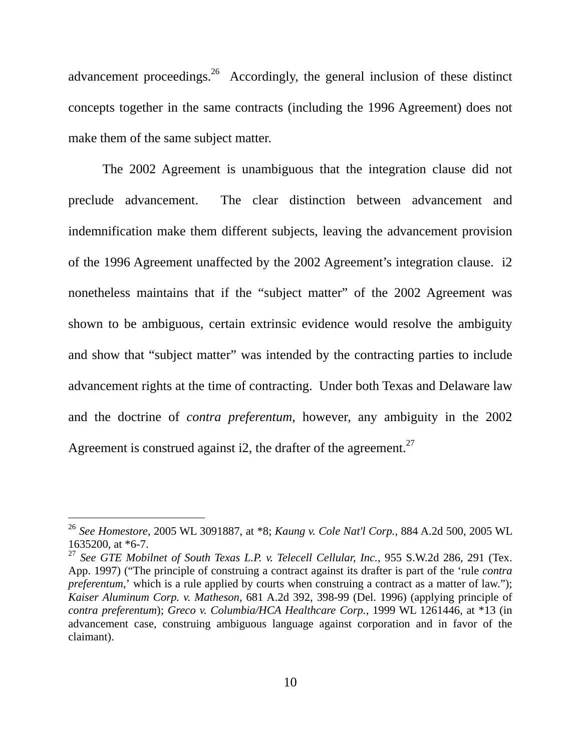advancement proceedings.[26] Accordingly, the general inclusion of these distinct concepts together in the same contracts (including the 1996 Agreement) does not make them of the same subject matter.

The 2002 Agreement is unambiguous that the integration clause did not preclude advancement. The clear distinction between advancement and indemnification make them different subjects, leaving the advancement provision of the 1996 Agreement unaffected by the 2002 Agreement's integration clause. i2 nonetheless maintains that if the "subject matter" of the 2002 Agreement was shown to be ambiguous, certain extrinsic evidence would resolve the ambiguity and show that "subject matter" was intended by the contracting parties to include advancement rights at the time of contracting. Under both Texas and Delaware law and the doctrine of *contra preferentum*, however, any ambiguity in the 2002 Agreement is construed against i2, the drafter of the agreement.[27]

---

[26] *See Homestore*, 2005 WL 3091887, at *8; *Kaung v. Cole Nat'l Corp.*, 884 A.2d 500, 2005 WL 1635200, at *6-7.

[27] *See GTE Mobilnet of South Texas L.P. v. Telecell Cellular, Inc.*, 955 S.W.2d 286, 291 (Tex. App. 1997) ("The principle of construing a contract against its drafter is part of the 'rule *contra preferentum*,' which is a rule applied by courts when construing a contract as a matter of law."); *Kaiser Aluminum Corp. v. Matheson*, 681 A.2d 392, 398-99 (Del. 1996) (applying principle of *contra preferentum*); *Greco v. Columbia/HCA Healthcare Corp.*, 1999 WL 1261446, at *13 (in advancement case, construing ambiguous language against corporation and in favor of the claimant).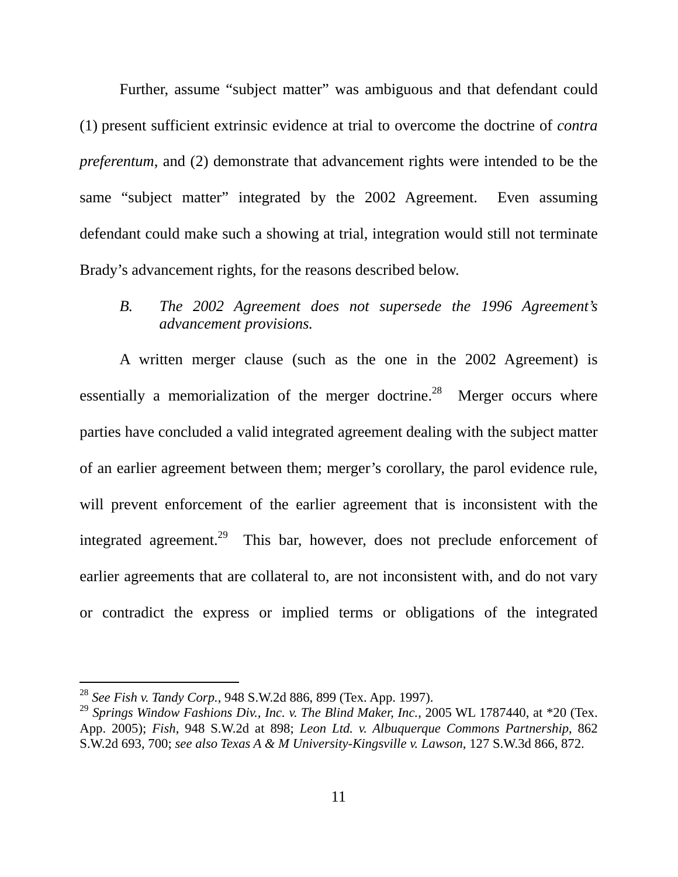Further, assume "subject matter" was ambiguous and that defendant could (1) present sufficient extrinsic evidence at trial to overcome the doctrine of *contra preferentum*, and (2) demonstrate that advancement rights were intended to be the same "subject matter" integrated by the 2002 Agreement. Even assuming defendant could make such a showing at trial, integration would still not terminate Brady's advancement rights, for the reasons described below.

### *B. The 2002 Agreement does not supersede the 1996 Agreement's advancement provisions.*

A written merger clause (such as the one in the 2002 Agreement) is essentially a memorialization of the merger doctrine.[28] Merger occurs where parties have concluded a valid integrated agreement dealing with the subject matter of an earlier agreement between them; merger's corollary, the parol evidence rule, will prevent enforcement of the earlier agreement that is inconsistent with the integrated agreement.[29] This bar, however, does not preclude enforcement of earlier agreements that are collateral to, are not inconsistent with, and do not vary or contradict the express or implied terms or obligations of the integrated

---

[28] *See Fish v. Tandy Corp.*, 948 S.W.2d 886, 899 (Tex. App. 1997).

[29] *Springs Window Fashions Div., Inc. v. The Blind Maker, Inc.*, 2005 WL 1787440, at *20 (Tex. App. 2005); *Fish*, 948 S.W.2d at 898; *Leon Ltd. v. Albuquerque Commons Partnership*, 862 S.W.2d 693, 700; *see also Texas A & M University-Kingsville v. Lawson*, 127 S.W.3d 866, 872.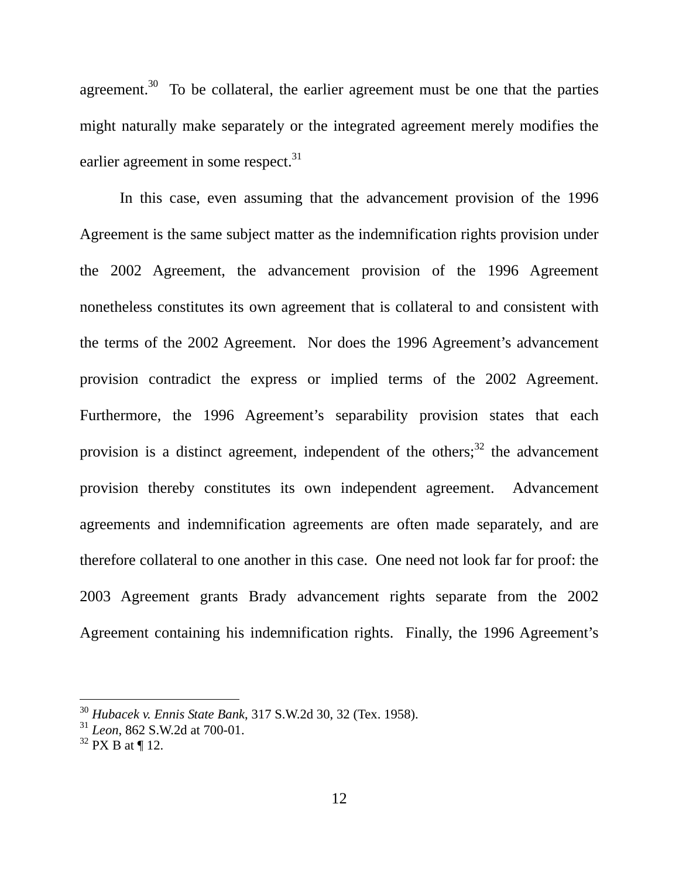agreement.[30] To be collateral, the earlier agreement must be one that the parties might naturally make separately or the integrated agreement merely modifies the earlier agreement in some respect.[31]

In this case, even assuming that the advancement provision of the 1996 Agreement is the same subject matter as the indemnification rights provision under the 2002 Agreement, the advancement provision of the 1996 Agreement nonetheless constitutes its own agreement that is collateral to and consistent with the terms of the 2002 Agreement. Nor does the 1996 Agreement's advancement provision contradict the express or implied terms of the 2002 Agreement. Furthermore, the 1996 Agreement's separability provision states that each provision is a distinct agreement, independent of the others;[32] the advancement provision thereby constitutes its own independent agreement. Advancement agreements and indemnification agreements are often made separately, and are therefore collateral to one another in this case. One need not look far for proof: the 2003 Agreement grants Brady advancement rights separate from the 2002 Agreement containing his indemnification rights. Finally, the 1996 Agreement's

---

[30] *Hubacek v. Ennis State Bank*, 317 S.W.2d 30, 32 (Tex. 1958).

[31] *Leon*, 862 S.W.2d at 700-01.

[32] PX B at ¶ 12.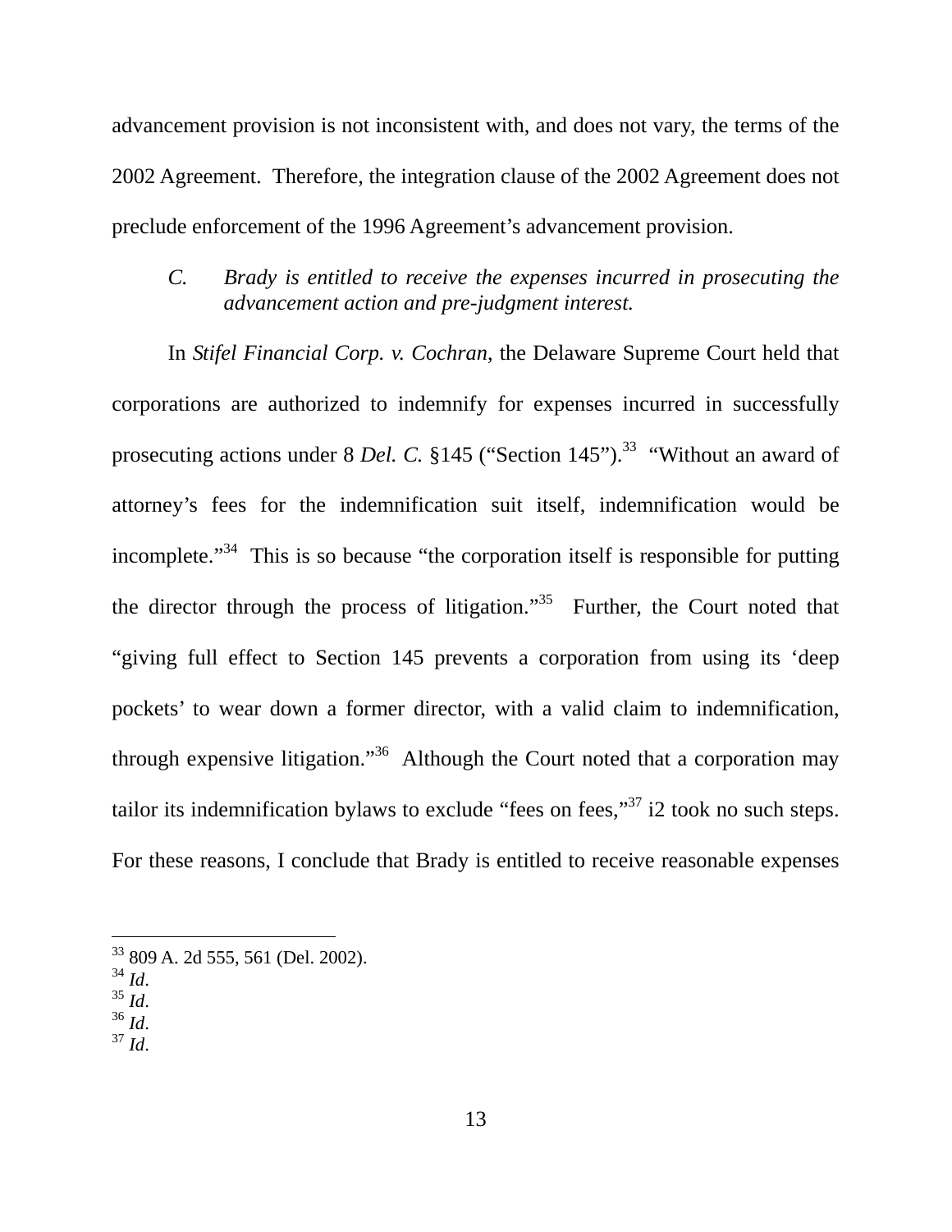advancement provision is not inconsistent with, and does not vary, the terms of the 2002 Agreement. Therefore, the integration clause of the 2002 Agreement does not preclude enforcement of the 1996 Agreement's advancement provision.

*C. Brady is entitled to receive the expenses incurred in prosecuting the advancement action and pre-judgment interest.*

In *Stifel Financial Corp. v. Cochran*, the Delaware Supreme Court held that corporations are authorized to indemnify for expenses incurred in successfully prosecuting actions under 8 *Del. C.* §145 ("Section 145").[33] "Without an award of attorney's fees for the indemnification suit itself, indemnification would be incomplete."[34] This is so because "the corporation itself is responsible for putting the director through the process of litigation."[35] Further, the Court noted that "giving full effect to Section 145 prevents a corporation from using its 'deep pockets' to wear down a former director, with a valid claim to indemnification, through expensive litigation."[36] Although the Court noted that a corporation may tailor its indemnification bylaws to exclude "fees on fees,"[37] i2 took no such steps. For these reasons, I conclude that Brady is entitled to receive reasonable expenses

---

[33] 809 A. 2d 555, 561 (Del. 2002).

[34] *Id*.

[35] *Id*.

[36] *Id*.

[37] *Id*.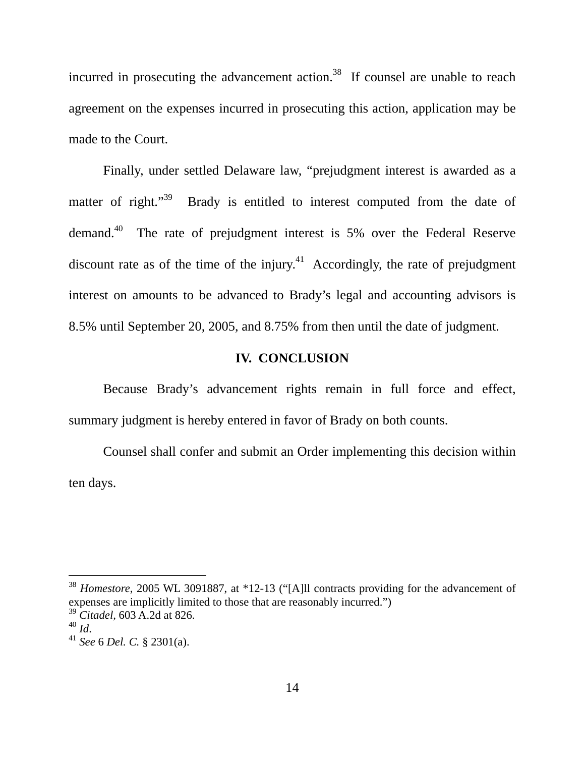incurred in prosecuting the advancement action.[38] If counsel are unable to reach agreement on the expenses incurred in prosecuting this action, application may be made to the Court.

Finally, under settled Delaware law, "prejudgment interest is awarded as a matter of right."[39] Brady is entitled to interest computed from the date of demand.[40] The rate of prejudgment interest is 5% over the Federal Reserve discount rate as of the time of the injury.[41] Accordingly, the rate of prejudgment interest on amounts to be advanced to Brady's legal and accounting advisors is 8.5% until September 20, 2005, and 8.75% from then until the date of judgment.

## IV. CONCLUSION

Because Brady's advancement rights remain in full force and effect, summary judgment is hereby entered in favor of Brady on both counts.

Counsel shall confer and submit an Order implementing this decision within ten days.

---

[38] *Homestore*, 2005 WL 3091887, at *12-13 ("[A]ll contracts providing for the advancement of expenses are implicitly limited to those that are reasonably incurred.")

[39] *Citadel*, 603 A.2d at 826.

[40] *Id*.

[41] *See* 6 *Del. C.* § 2301(a).